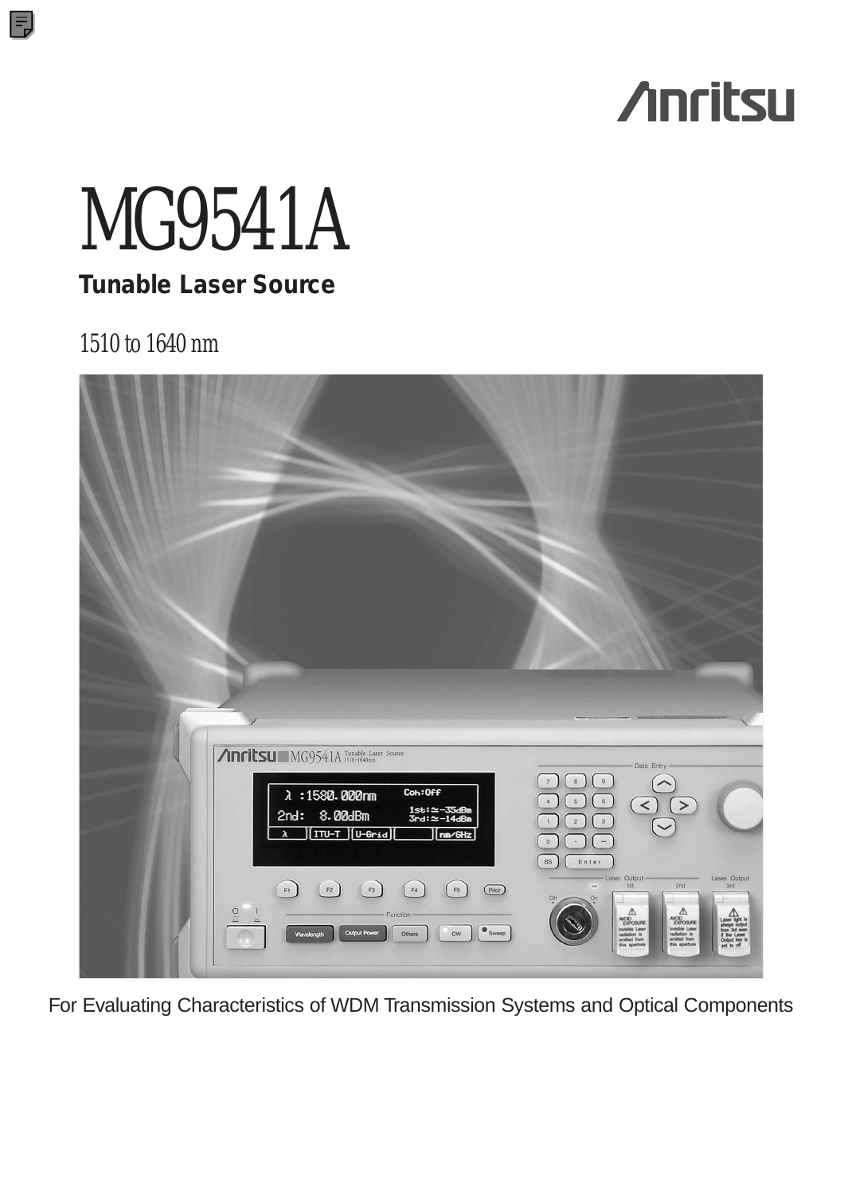Anritsu

# MG9541A

## Tunable Laser Source

1510 to 1640 nm

For Evaluating Characteristics of WDM Transmission Systems and Optical Components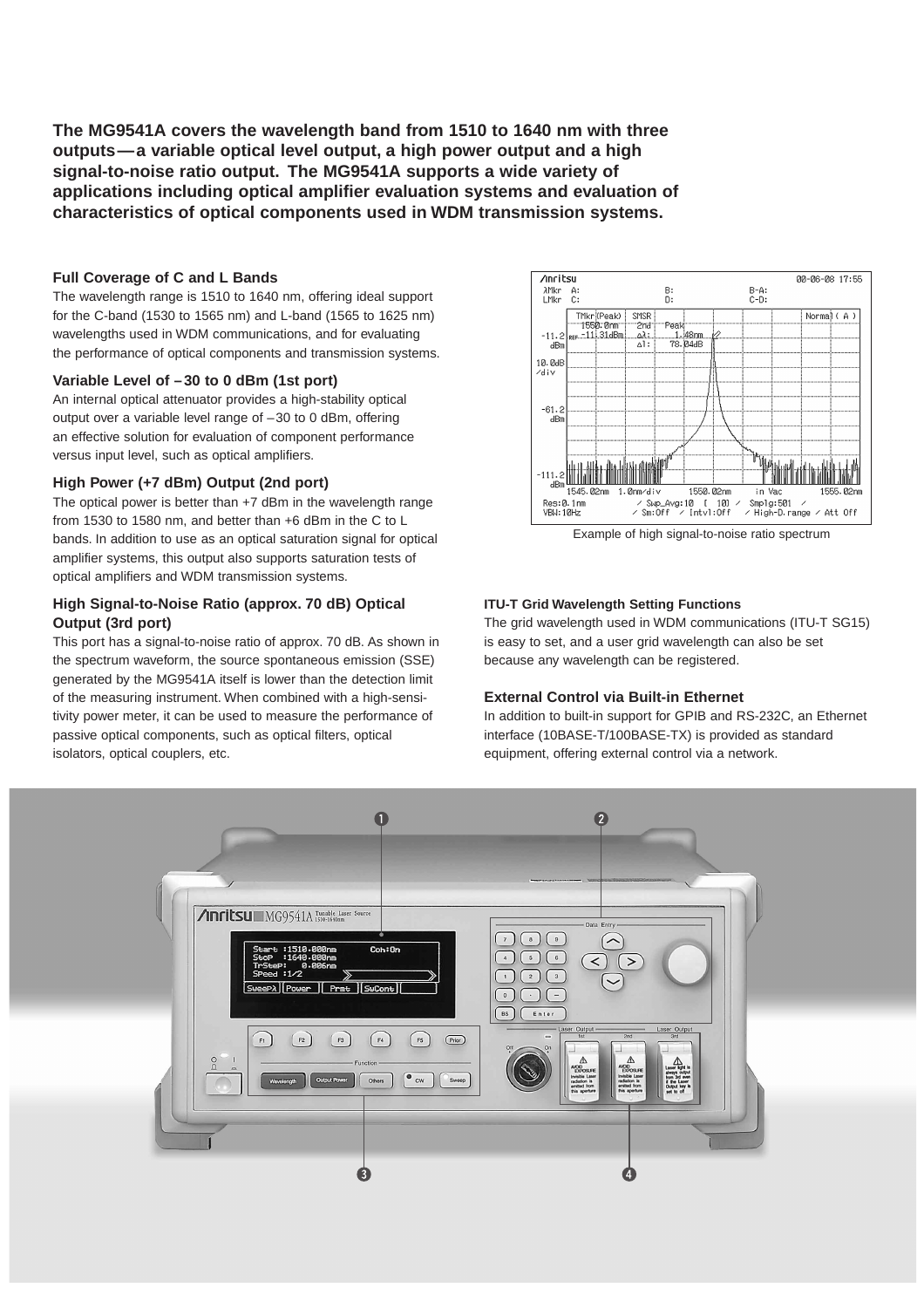**The MG9541A covers the wavelength band from 1510 to 1640 nm with three outputs — a variable optical level output, a high power output and a high signal-to-noise ratio output. The MG9541A supports a wide variety of applications including optical amplifier evaluation systems and evaluation of characteristics of optical components used in WDM transmission systems.**

### Full Coverage of C and L Bands

The wavelength range is 1510 to 1640 nm, offering ideal support for the C-band (1530 to 1565 nm) and L-band (1565 to 1625 nm) wavelengths used in WDM communications, and for evaluating the performance of optical components and transmission systems.

### Variable Level of –30 to 0 dBm (1st port)

An internal optical attenuator provides a high-stability optical output over a variable level range of –30 to 0 dBm, offering an effective solution for evaluation of component performance versus input level, such as optical amplifiers.

### High Power (+7 dBm) Output (2nd port)

The optical power is better than +7 dBm in the wavelength range from 1530 to 1580 nm, and better than +6 dBm in the C to L bands. In addition to use as an optical saturation signal for optical amplifier systems, this output also supports saturation tests of optical amplifiers and WDM transmission systems.

### High Signal-to-Noise Ratio (approx. 70 dB) Optical Output (3rd port)

This port has a signal-to-noise ratio of approx. 70 dB. As shown in the spectrum waveform, the source spontaneous emission (SSE) generated by the MG9541A itself is lower than the detection limit of the measuring instrument. When combined with a high-sensitivity power meter, it can be used to measure the performance of passive optical components, such as optical filters, optical isolators, optical couplers, etc.

Example of high signal-to-noise ratio spectrum

### ITU-T Grid Wavelength Setting Functions

The grid wavelength used in WDM communications (ITU-T SG15) is easy to set, and a user grid wavelength can also be set because any wavelength can be registered.

### External Control via Built-in Ethernet

In addition to built-in support for GPIB and RS-232C, an Ethernet interface (10BASE-T/100BASE-TX) is provided as standard equipment, offering external control via a network.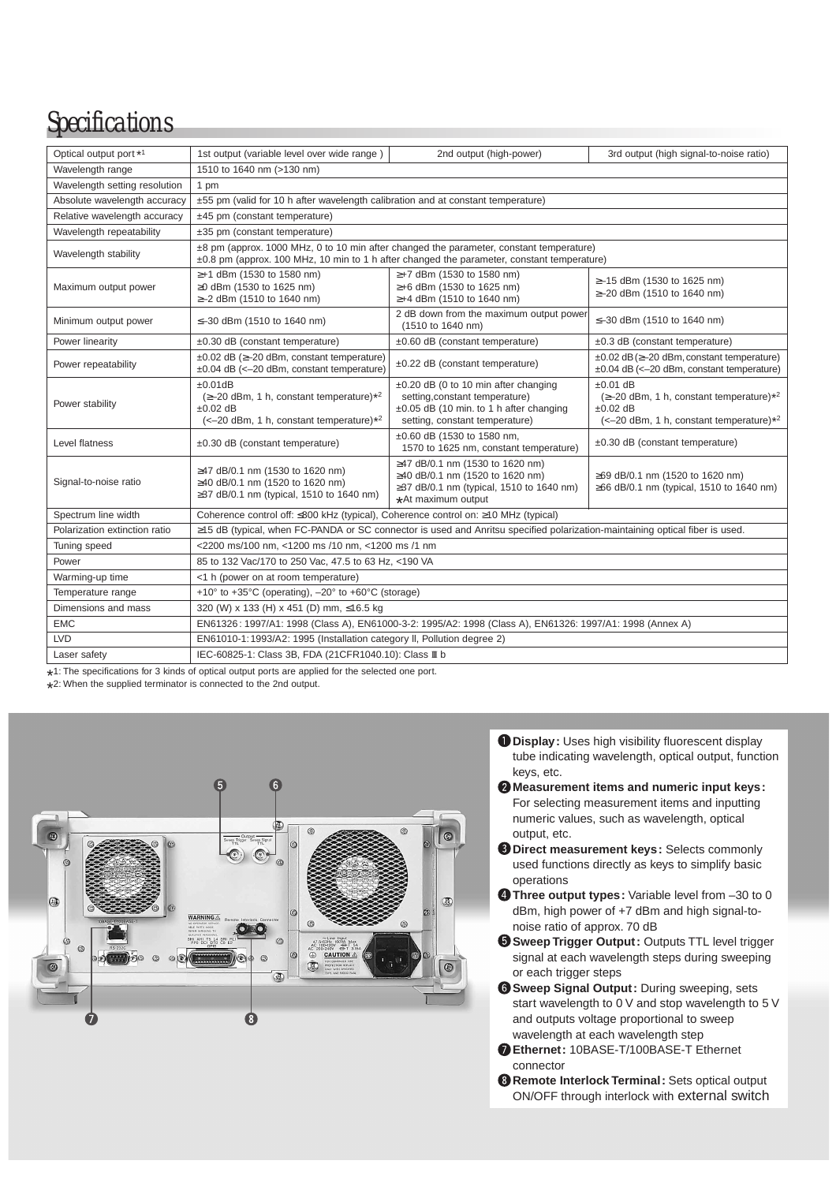# Specifications

| Optical output port*1 | 1st output (variable level over wide range ) | 2nd output (high-power) | 3rd output (high signal-to-noise ratio) |
|---|---|---|---|
| Wavelength range | 1510 to 1640 nm (>130 nm) | | |
| Wavelength setting resolution | 1 pm | | |
| Absolute wavelength accuracy | ±55 pm (valid for 10 h after wavelength calibration and at constant temperature) | | |
| Relative wavelength accuracy | ±45 pm (constant temperature) | | |
| Wavelength repeatability | ±35 pm (constant temperature) | | |
| Wavelength stability | ±8 pm (approx. 1000 MHz, 0 to 10 min after changed the parameter, constant temperature)<br>±0.8 pm (approx. 100 MHz, 10 min to 1 h after changed the parameter, constant temperature) | | |
| Maximum output power | ≥+1 dBm (1530 to 1580 nm)<br>≥0 dBm (1530 to 1625 nm)<br>≥–2 dBm (1510 to 1640 nm) | ≥+7 dBm (1530 to 1580 nm)<br>≥+6 dBm (1530 to 1625 nm)<br>≥+4 dBm (1510 to 1640 nm) | ≥–15 dBm (1530 to 1625 nm)<br>≥–20 dBm (1510 to 1640 nm) |
| Minimum output power | ≤–30 dBm (1510 to 1640 nm) | 2 dB down from the maximum output power (1510 to 1640 nm) | ≤–30 dBm (1510 to 1640 nm) |
| Power linearity | ±0.30 dB (constant temperature) | ±0.60 dB (constant temperature) | ±0.3 dB (constant temperature) |
| Power repeatability | ±0.02 dB (≥–20 dBm, constant temperature)<br>±0.04 dB (<–20 dBm, constant temperature) | ±0.22 dB (constant temperature) | ±0.02 dB (≥–20 dBm, constant temperature)<br>±0.04 dB (<–20 dBm, constant temperature) |
| Power stability | ±0.01dB (≥–20 dBm, 1 h, constant temperature)*2<br>±0.02 dB (<–20 dBm, 1 h, constant temperature)*2 | ±0.20 dB (0 to 10 min after changing setting,constant temperature)<br>±0.05 dB (10 min. to 1 h after changing setting, constant temperature) | ±0.01 dB (≥–20 dBm, 1 h, constant temperature)*2<br>±0.02 dB (<–20 dBm, 1 h, constant temperature)*2 |
| Level flatness | ±0.30 dB (constant temperature) | ±0.60 dB (1530 to 1580 nm, 1570 to 1625 nm, constant temperature) | ±0.30 dB (constant temperature) |
| Signal-to-noise ratio | ≥47 dB/0.1 nm (1530 to 1620 nm)<br>≥40 dB/0.1 nm (1520 to 1620 nm)<br>≥37 dB/0.1 nm (typical, 1510 to 1640 nm) | ≥47 dB/0.1 nm (1530 to 1620 nm)<br>≥40 dB/0.1 nm (1520 to 1620 nm)<br>≥37 dB/0.1 nm (typical, 1510 to 1640 nm)<br>*At maximum output | ≥69 dB/0.1 nm (1520 to 1620 nm)<br>≥66 dB/0.1 nm (typical, 1510 to 1640 nm) |
| Spectrum line width | Coherence control off: ≤800 kHz (typical), Coherence control on: ≥10 MHz (typical) | | |
| Polarization extinction ratio | ≥15 dB (typical, when FC-PANDA or SC connector is used and Anritsu specified polarization-maintaining optical fiber is used. | | |
| Tuning speed | <2200 ms/100 nm, <1200 ms /10 nm, <1200 ms /1 nm | | |
| Power | 85 to 132 Vac/170 to 250 Vac, 47.5 to 63 Hz, <190 VA | | |
| Warming-up time | <1 h (power on at room temperature) | | |
| Temperature range | +10° to +35°C (operating), –20° to +60°C (storage) | | |
| Dimensions and mass | 320 (W) × 133 (H) × 451 (D) mm, ≤16.5 kg | | |
| EMC | EN61326 : 1997/A1: 1998 (Class A), EN61000-3-2: 1995/A2: 1998 (Class A), EN61326: 1997/A1: 1998 (Annex A) | | |
| LVD | EN61010-1: 1993/A2: 1995 (Installation category II, Pollution degree 2) | | |
| Laser safety | IEC-60825-1: Class 3B, FDA (21CFR1040.10): Class III b | | |

*1: The specifications for 3 kinds of optical output ports are applied for the selected one port.
*2: When the supplied terminator is connected to the 2nd output.

1. **Display:** Uses high visibility fluorescent display tube indicating wavelength, optical output, function keys, etc.
2. **Measurement items and numeric input keys:** For selecting measurement items and inputting numeric values, such as wavelength, optical output, etc.
3. **Direct measurement keys:** Selects commonly used functions directly as keys to simplify basic operations
4. **Three output types:** Variable level from –30 to 0 dBm, high power of +7 dBm and high signal-to-noise ratio of approx. 70 dB
5. **Sweep Trigger Output:** Outputs TTL level trigger signal at each wavelength steps during sweeping or each trigger steps
6. **Sweep Signal Output:** During sweeping, sets start wavelength to 0 V and stop wavelength to 5 V and outputs voltage proportional to sweep wavelength at each wavelength step
7. **Ethernet:** 10BASE-T/100BASE-T Ethernet connector
8. **Remote Interlock Terminal:** Sets optical output ON/OFF through interlock with external switch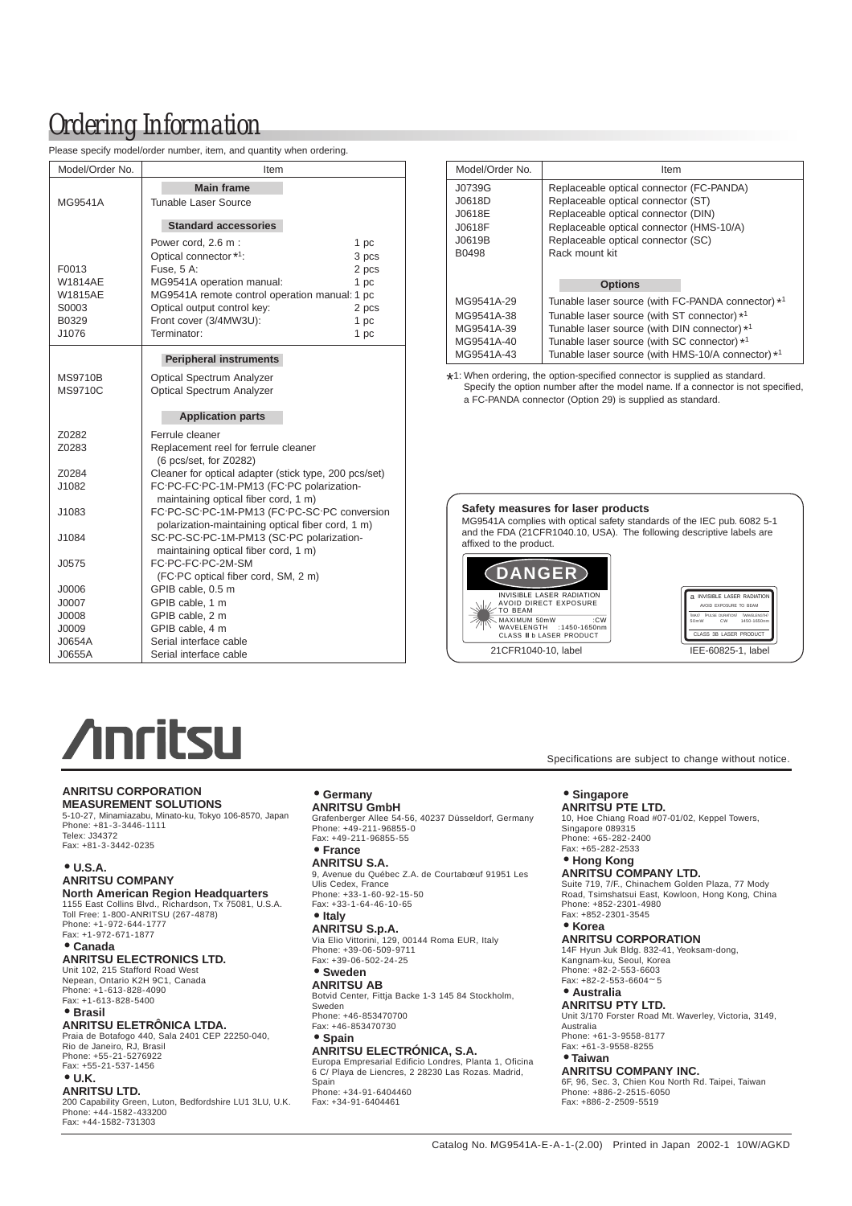# Ordering Information

Please specify model/order number, item, and quantity when ordering.

| Model/Order No. | Item | |
|---|---|---|
| | **Main frame** | |
| MG9541A | Tunable Laser Source | |
| | **Standard accessories** | |
| | Power cord, 2.6 m : | 1 pc |
| | Optical connector *1: | 3 pcs |
| F0013 | Fuse, 5 A: | 2 pcs |
| W1814AE | MG9541A operation manual: | 1 pc |
| W1815AE | MG9541A remote control operation manual: | 1 pc |
| S0003 | Optical output control key: | 2 pcs |
| B0329 | Front cover (3/4MW3U): | 1 pc |
| J1076 | Terminator: | 1 pc |
| | **Peripheral instruments** | |
| MS9710B | Optical Spectrum Analyzer | |
| MS9710C | Optical Spectrum Analyzer | |
| | **Application parts** | |
| Z0282 | Ferrule cleaner | |
| Z0283 | Replacement reel for ferrule cleaner (6 pcs/set, for Z0282) | |
| Z0284 | Cleaner for optical adapter (stick type, 200 pcs/set) | |
| J1082 | FC·PC-FC·PC-1M-PM13 (FC·PC polarization-maintaining optical fiber cord, 1 m) | |
| J1083 | FC·PC-SC·PC-1M-PM13 (FC·PC-SC·PC conversion polarization-maintaining optical fiber cord, 1 m) | |
| J1084 | SC·PC-SC·PC-1M-PM13 (SC·PC polarization-maintaining optical fiber cord, 1 m) | |
| J0575 | FC·PC-FC·PC-2M-SM (FC·PC optical fiber cord, SM, 2 m) | |
| J0006 | GPIB cable, 0.5 m | |
| J0007 | GPIB cable, 1 m | |
| J0008 | GPIB cable, 2 m | |
| J0009 | GPIB cable, 4 m | |
| J0654A | Serial interface cable | |
| J0655A | Serial interface cable | |

| Model/Order No. | Item |
|---|---|
| J0739G | Replaceable optical connector (FC-PANDA) |
| J0618D | Replaceable optical connector (ST) |
| J0618E | Replaceable optical connector (DIN) |
| J0618F | Replaceable optical connector (HMS-10/A) |
| J0619B | Replaceable optical connector (SC) |
| B0498 | Rack mount kit |
| | **Options** |
| MG9541A-29 | Tunable laser source (with FC-PANDA connector) *1 |
| MG9541A-38 | Tunable laser source (with ST connector) *1 |
| MG9541A-39 | Tunable laser source (with DIN connector) *1 |
| MG9541A-40 | Tunable laser source (with SC connector) *1 |
| MG9541A-43 | Tunable laser source (with HMS-10/A connector) *1 |

*1: When ordering, the option-specified connector is supplied as standard. Specify the option number after the model name. If a connector is not specified, a FC-PANDA connector (Option 29) is supplied as standard.

**Safety measures for laser products**

MG9541A complies with optical safety standards of the IEC pub. 6082 5-1 and the FDA (21CFR1040.10, USA). The following descriptive labels are affixed to the product.

DANGER
INVISIBLE LASER RADIATION
AVOID DIRECT EXPOSURE TO BEAM
MAXIMUM 50mW :CW
WAVELENGTH :1450-1650nm
CLASS Ⅲb LASER PRODUCT

21CFR1040-10, label

INVISIBLE LASER RADIATION
AVOID EXPOSURE TO BEAM
50mW CW 1450-1650nm
CLASS 3B LASER PRODUCT

IEE-60825-1, label

Anritsu

Specifications are subject to change without notice.

**ANRITSU CORPORATION**
**MEASUREMENT SOLUTIONS**
5-10-27, Minamiazabu, Minato-ku, Tokyo 106-8570, Japan
Phone: +81-3-3446-1111
Telex: J34372
Fax: +81-3-3442-0235

**• U.S.A.**
**ANRITSU COMPANY**
**North American Region Headquarters**
1155 East Collins Blvd., Richardson, Tx 75081, U.S.A.
Toll Free: 1-800-ANRITSU (267-4878)
Phone: +1-972-644-1777
Fax: +1-972-671-1877

**• Canada**
**ANRITSU ELECTRONICS LTD.**
Unit 102, 215 Stafford Road West
Nepean, Ontario K2H 9C1, Canada
Phone: +1-613-828-4090
Fax: +1-613-828-5400

**• Brasil**
**ANRITSU ELETRÔNICA LTDA.**
Praia de Botafogo 440, Sala 2401 CEP 22250-040, Rio de Janeiro, RJ, Brasil
Phone: +55-21-5276922
Fax: +55-21-537-1456

**• U.K.**
**ANRITSU LTD.**
200 Capability Green, Luton, Bedfordshire LU1 3LU, U.K.
Phone: +44-1582-433200
Fax: +44-1582-731303

**• Germany**
**ANRITSU GmbH**
Grafenberger Allee 54-56, 40237 Düsseldorf, Germany
Phone: +49-211-96855-0
Fax: +49-211-96855-55

**• France**
**ANRITSU S.A.**
9, Avenue du Québec Z.A. de Courtabœuf 91951 Les Ulis Cedex, France
Phone: +33-1-60-92-15-50
Fax: +33-1-64-46-10-65

**• Italy**
**ANRITSU S.p.A.**
Via Elio Vittorini, 129, 00144 Roma EUR, Italy
Phone: +39-06-509-9711
Fax: +39-06-502-24-25

**• Sweden**
**ANRITSU AB**
Botvid Center, Fittja Backe 1-3 145 84 Stockholm, Sweden
Phone: +46-853470700
Fax: +46-853470730

**• Spain**
**ANRITSU ELECTRÓNICA, S.A.**
Europa Empresarial Edificio Londres, Planta 1, Oficina 6 C/ Playa de Liencres, 2 28230 Las Rozas. Madrid, Spain
Phone: +34-91-6404460
Fax: +34-91-6404461

**• Singapore**
**ANRITSU PTE LTD.**
10, Hoe Chiang Road #07-01/02, Keppel Towers, Singapore 089315
Phone: +65-282-2400
Fax: +65-282-2533

**• Hong Kong**
**ANRITSU COMPANY LTD.**
Suite 719, 7/F., Chinachem Golden Plaza, 77 Mody Road, Tsimshatsui East, Kowloon, Hong Kong, China
Phone: +852-2301-4980
Fax: +852-2301-3545

**• Korea**
**ANRITSU CORPORATION**
14F Hyun Juk Bldg. 832-41, Yeoksam-dong, Kangnam-ku, Seoul, Korea
Phone: +82-2-553-6603
Fax: +82-2-553-6604~5

**• Australia**
**ANRITSU PTY LTD.**
Unit 3/170 Forster Road Mt. Waverley, Victoria, 3149, Australia
Phone: +61-3-9558-8177
Fax: +61-3-9558-8255

**• Taiwan**
**ANRITSU COMPANY INC.**
6F, 96, Sec. 3, Chien Kou North Rd. Taipei, Taiwan
Phone: +886-2-2515-6050
Fax: +886-2-2509-5519

Catalog No. MG9541A-E-A-1-(2.00) Printed in Japan 2002-1 10W/AGKD